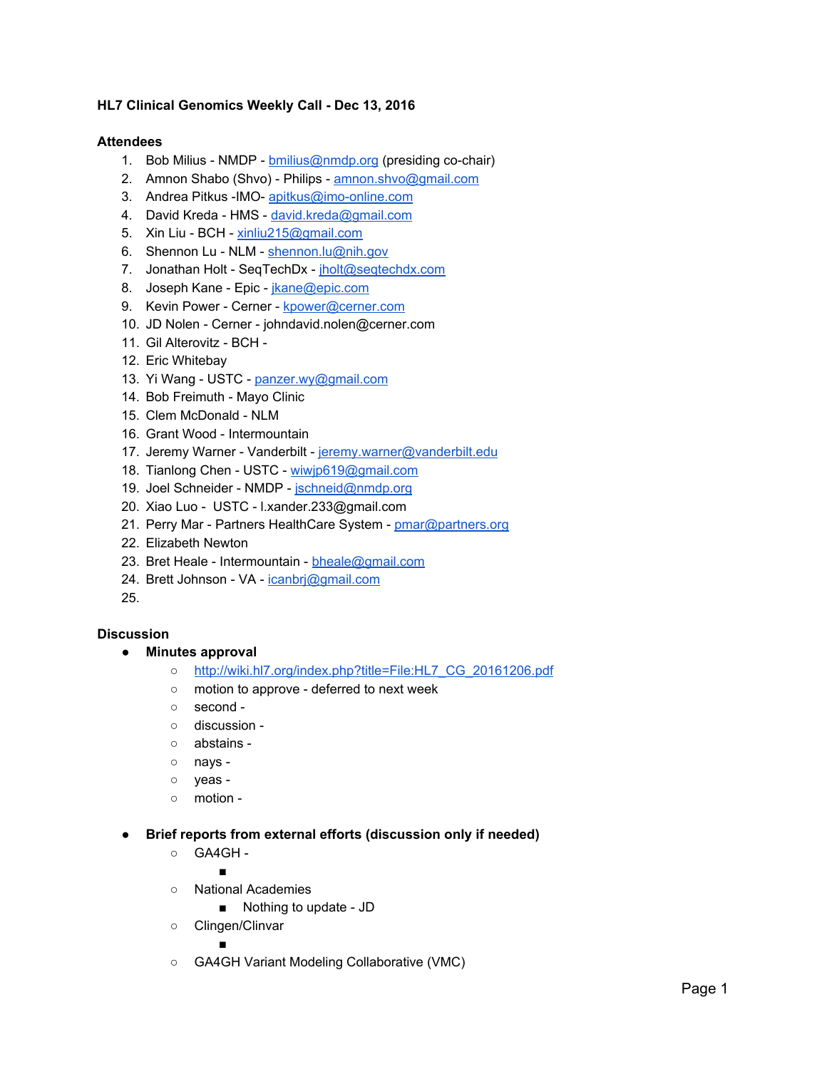**HL7 Clinical Genomics Weekly Call - Dec 13, 2016**

**Attendees**

1. Bob Milius - NMDP - bmilius@nmdp.org (presiding co-chair)
2. Amnon Shabo (Shvo) - Philips - amnon.shvo@gmail.com
3. Andrea Pitkus -IMO- apitkus@imo-online.com
4. David Kreda - HMS - david.kreda@gmail.com
5. Xin Liu - BCH - xinliu215@gmail.com
6. Shennon Lu - NLM - shennon.lu@nih.gov
7. Jonathan Holt - SeqTechDx - jholt@seqtechdx.com
8. Joseph Kane - Epic - jkane@epic.com
9. Kevin Power - Cerner - kpower@cerner.com
10. JD Nolen - Cerner - johndavid.nolen@cerner.com
11. Gil Alterovitz - BCH -
12. Eric Whitebay
13. Yi Wang - USTC - panzer.wy@gmail.com
14. Bob Freimuth - Mayo Clinic
15. Clem McDonald - NLM
16. Grant Wood - Intermountain
17. Jeremy Warner - Vanderbilt - jeremy.warner@vanderbilt.edu
18. Tianlong Chen - USTC - wiwjp619@gmail.com
19. Joel Schneider - NMDP - jschneid@nmdp.org
20. Xiao Luo - USTC - l.xander.233@gmail.com
21. Perry Mar - Partners HealthCare System - pmar@partners.org
22. Elizabeth Newton
23. Bret Heale - Intermountain - bheale@gmail.com
24. Brett Johnson - VA - icanbrj@gmail.com
25.

**Discussion**

- **Minutes approval**
  - http://wiki.hl7.org/index.php?title=File:HL7_CG_20161206.pdf
  - motion to approve - deferred to next week
  - second -
  - discussion -
  - abstains -
  - nays -
  - yeas -
  - motion -

- **Brief reports from external efforts (discussion only if needed)**
  - GA4GH -
    -
  - National Academies
    - Nothing to update - JD
  - Clingen/Clinvar
    -
  - GA4GH Variant Modeling Collaborative (VMC)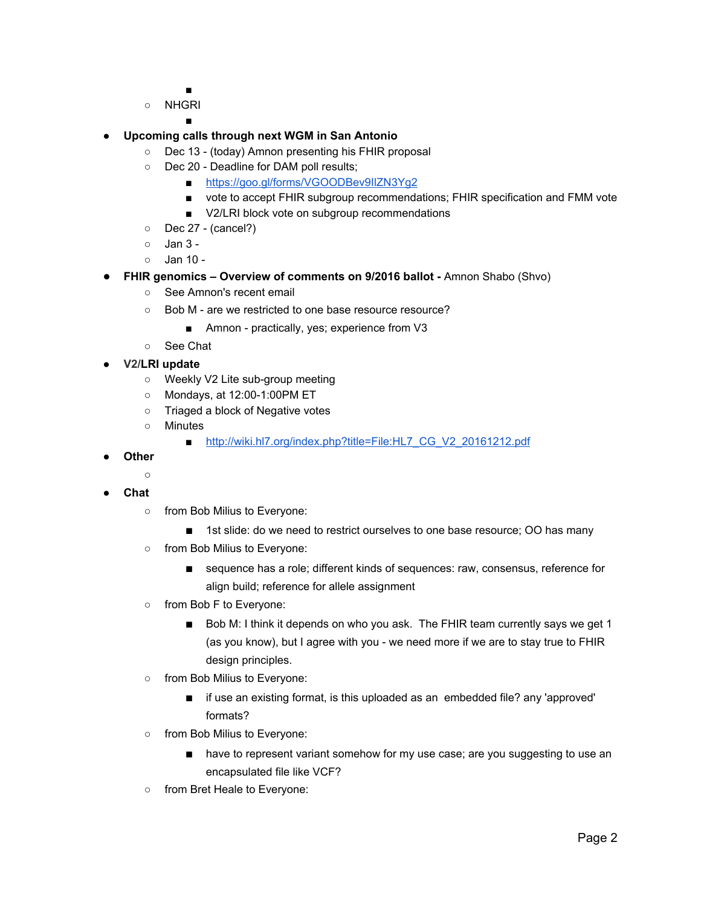- 
  - NHGRI
    - 
- **Upcoming calls through next WGM in San Antonio**
  - Dec 13 - (today) Amnon presenting his FHIR proposal
  - Dec 20 - Deadline for DAM poll results;
    - https://goo.gl/forms/VGOODBev9IlZN3Yg2
    - vote to accept FHIR subgroup recommendations; FHIR specification and FMM vote
    - V2/LRI block vote on subgroup recommendations
  - Dec 27 - (cancel?)
  - Jan 3 -
  - Jan 10 -
- **FHIR genomics – Overview of comments on 9/2016 ballot -** Amnon Shabo (Shvo)
  - See Amnon's recent email
  - Bob M - are we restricted to one base resource resource?
    - Amnon - practically, yes; experience from V3
  - See Chat
- **V2/LRI update**
  - Weekly V2 Lite sub-group meeting
  - Mondays, at 12:00-1:00PM ET
  - Triaged a block of Negative votes
  - Minutes
    - http://wiki.hl7.org/index.php?title=File:HL7_CG_V2_20161212.pdf
- **Other**
  - 
- **Chat**
  - from Bob Milius to Everyone:
    - 1st slide: do we need to restrict ourselves to one base resource; OO has many
  - from Bob Milius to Everyone:
    - sequence has a role; different kinds of sequences: raw, consensus, reference for align build; reference for allele assignment
  - from Bob F to Everyone:
    - Bob M: I think it depends on who you ask. The FHIR team currently says we get 1 (as you know), but I agree with you - we need more if we are to stay true to FHIR design principles.
  - from Bob Milius to Everyone:
    - if use an existing format, is this uploaded as an embedded file? any 'approved' formats?
  - from Bob Milius to Everyone:
    - have to represent variant somehow for my use case; are you suggesting to use an encapsulated file like VCF?
  - from Bret Heale to Everyone: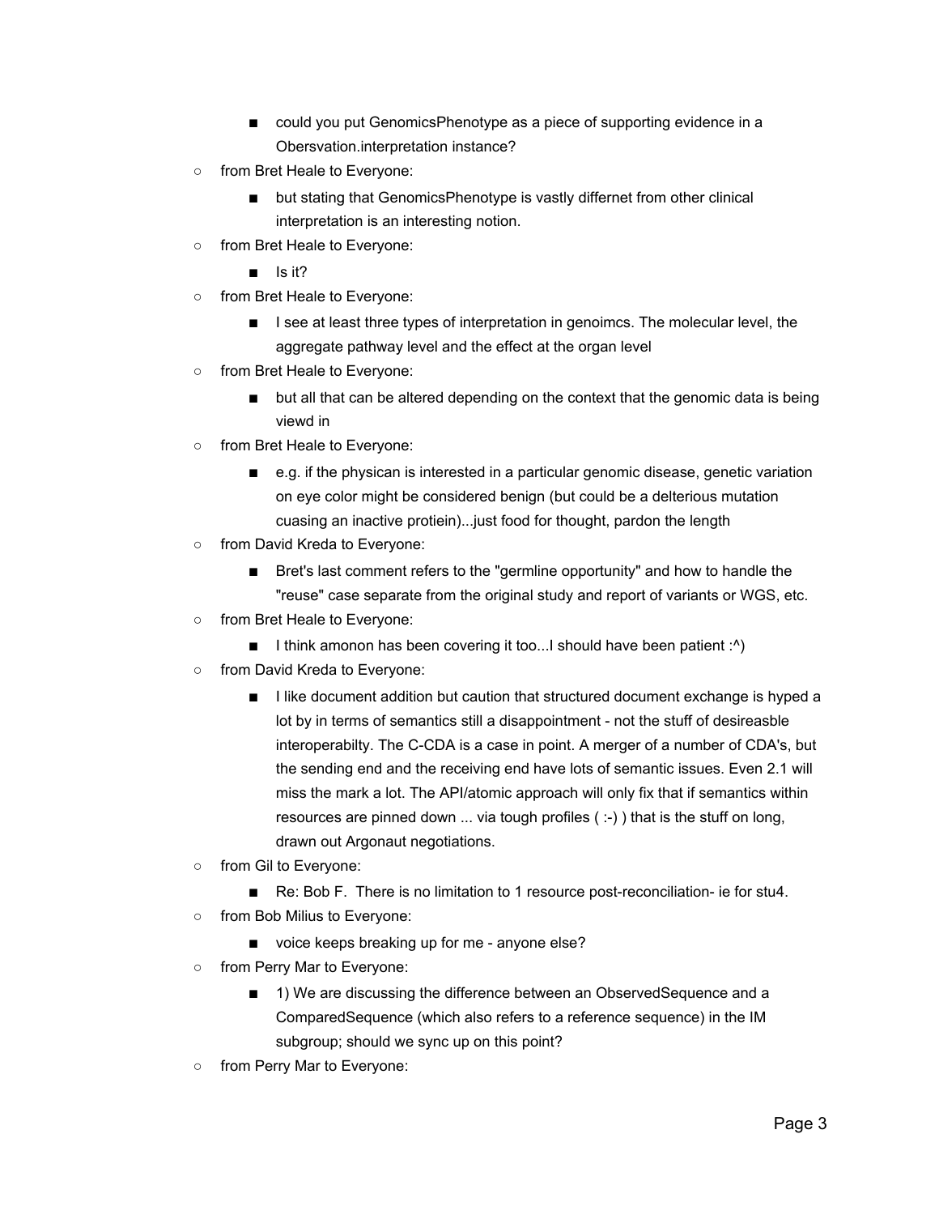- could you put GenomicsPhenotype as a piece of supporting evidence in a Obersvation.interpretation instance?
- from Bret Heale to Everyone:
    - but stating that GenomicsPhenotype is vastly differnet from other clinical interpretation is an interesting notion.
- from Bret Heale to Everyone:
    - Is it?
- from Bret Heale to Everyone:
    - I see at least three types of interpretation in genoimcs. The molecular level, the aggregate pathway level and the effect at the organ level
- from Bret Heale to Everyone:
    - but all that can be altered depending on the context that the genomic data is being viewd in
- from Bret Heale to Everyone:
    - e.g. if the physican is interested in a particular genomic disease, genetic variation on eye color might be considered benign (but could be a delterious mutation cuasing an inactive protiein)...just food for thought, pardon the length
- from David Kreda to Everyone:
    - Bret's last comment refers to the "germline opportunity" and how to handle the "reuse" case separate from the original study and report of variants or WGS, etc.
- from Bret Heale to Everyone:
    - I think amonon has been covering it too...I should have been patient :^)
- from David Kreda to Everyone:
    - I like document addition but caution that structured document exchange is hyped a lot by in terms of semantics still a disappointment - not the stuff of desireasble interoperabilty. The C-CDA is a case in point. A merger of a number of CDA's, but the sending end and the receiving end have lots of semantic issues. Even 2.1 will miss the mark a lot. The API/atomic approach will only fix that if semantics within resources are pinned down ... via tough profiles ( :-) ) that is the stuff on long, drawn out Argonaut negotiations.
- from Gil to Everyone:
    - Re: Bob F. There is no limitation to 1 resource post-reconciliation- ie for stu4.
- from Bob Milius to Everyone:
    - voice keeps breaking up for me - anyone else?
- from Perry Mar to Everyone:
    - 1) We are discussing the difference between an ObservedSequence and a ComparedSequence (which also refers to a reference sequence) in the IM subgroup; should we sync up on this point?
- from Perry Mar to Everyone: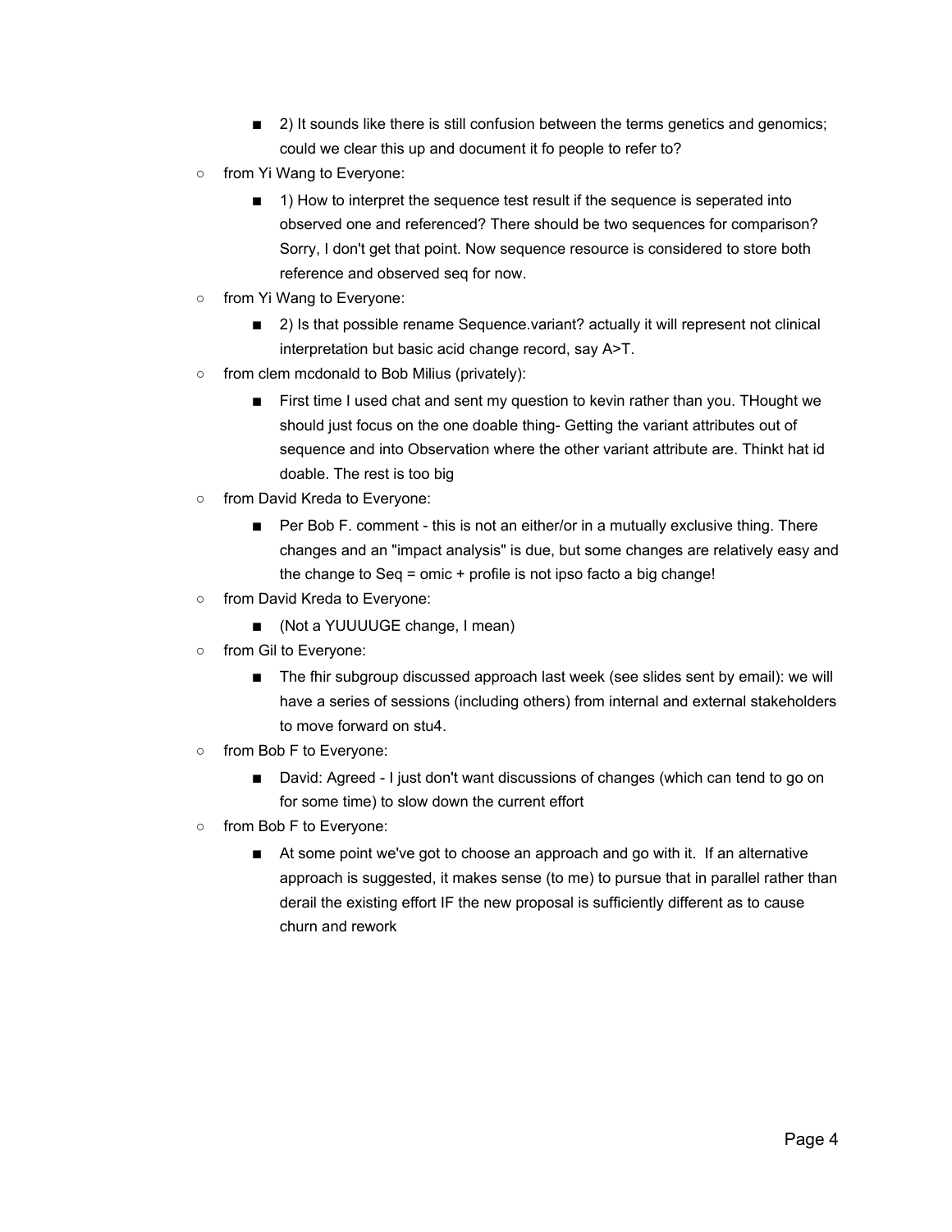- 2) It sounds like there is still confusion between the terms genetics and genomics; could we clear this up and document it fo people to refer to?
- from Yi Wang to Everyone:
    - 1) How to interpret the sequence test result if the sequence is seperated into observed one and referenced? There should be two sequences for comparison? Sorry, I don't get that point. Now sequence resource is considered to store both reference and observed seq for now.
- from Yi Wang to Everyone:
    - 2) Is that possible rename Sequence.variant? actually it will represent not clinical interpretation but basic acid change record, say A>T.
- from clem mcdonald to Bob Milius (privately):
    - First time I used chat and sent my question to kevin rather than you. THought we should just focus on the one doable thing- Getting the variant attributes out of sequence and into Observation where the other variant attribute are. Thinkt hat id doable. The rest is too big
- from David Kreda to Everyone:
    - Per Bob F. comment - this is not an either/or in a mutually exclusive thing. There changes and an "impact analysis" is due, but some changes are relatively easy and the change to Seq = omic + profile is not ipso facto a big change!
- from David Kreda to Everyone:
    - (Not a YUUUUGE change, I mean)
- from Gil to Everyone:
    - The fhir subgroup discussed approach last week (see slides sent by email): we will have a series of sessions (including others) from internal and external stakeholders to move forward on stu4.
- from Bob F to Everyone:
    - David: Agreed - I just don't want discussions of changes (which can tend to go on for some time) to slow down the current effort
- from Bob F to Everyone:
    - At some point we've got to choose an approach and go with it. If an alternative approach is suggested, it makes sense (to me) to pursue that in parallel rather than derail the existing effort IF the new proposal is sufficiently different as to cause churn and rework